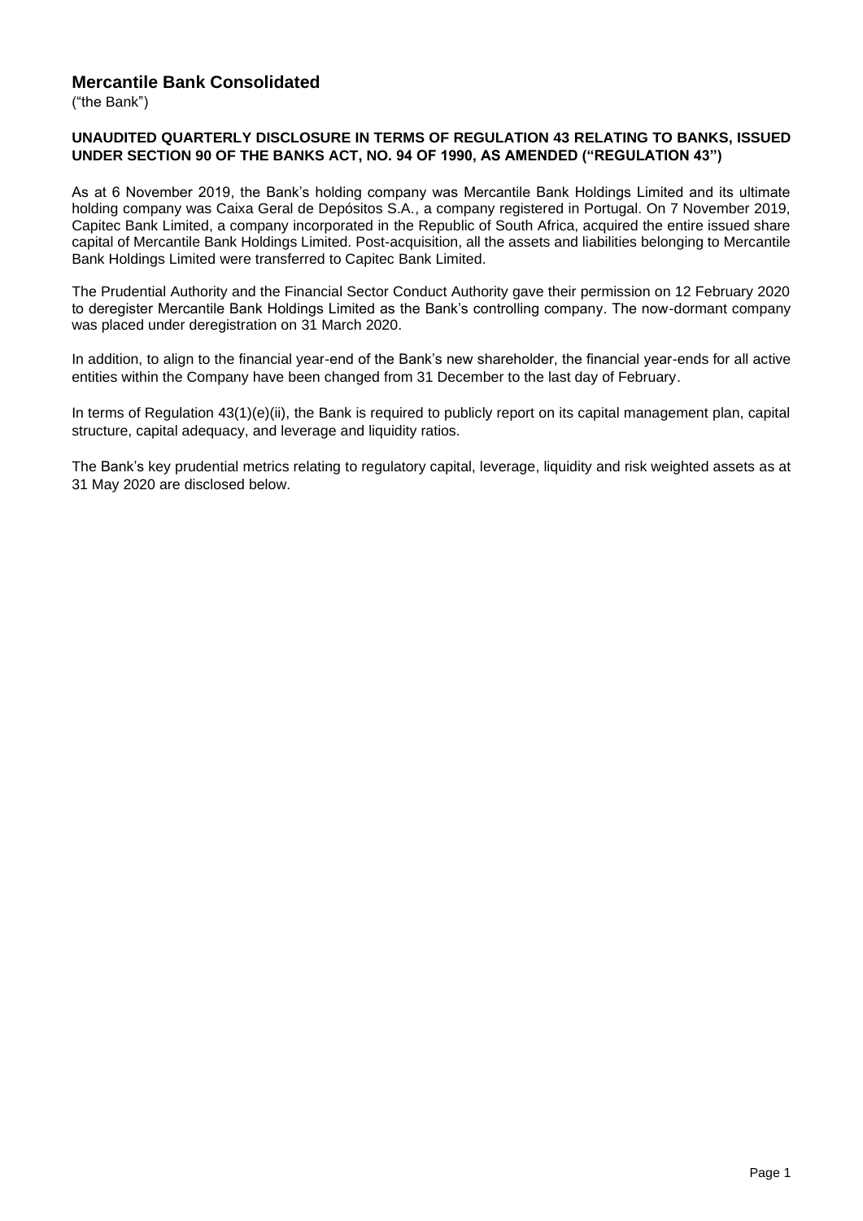# Mercantile Bank Consolidated

("the Bank")

**UNAUDITED QUARTERLY DISCLOSURE IN TERMS OF REGULATION 43 RELATING TO BANKS, ISSUED UNDER SECTION 90 OF THE BANKS ACT, NO. 94 OF 1990, AS AMENDED ("REGULATION 43")**

As at 6 November 2019, the Bank's holding company was Mercantile Bank Holdings Limited and its ultimate holding company was Caixa Geral de Depósitos S.A., a company registered in Portugal. On 7 November 2019, Capitec Bank Limited, a company incorporated in the Republic of South Africa, acquired the entire issued share capital of Mercantile Bank Holdings Limited. Post-acquisition, all the assets and liabilities belonging to Mercantile Bank Holdings Limited were transferred to Capitec Bank Limited.

The Prudential Authority and the Financial Sector Conduct Authority gave their permission on 12 February 2020 to deregister Mercantile Bank Holdings Limited as the Bank's controlling company. The now-dormant company was placed under deregistration on 31 March 2020.

In addition, to align to the financial year-end of the Bank's new shareholder, the financial year-ends for all active entities within the Company have been changed from 31 December to the last day of February.

In terms of Regulation 43(1)(e)(ii), the Bank is required to publicly report on its capital management plan, capital structure, capital adequacy, and leverage and liquidity ratios.

The Bank's key prudential metrics relating to regulatory capital, leverage, liquidity and risk weighted assets as at 31 May 2020 are disclosed below.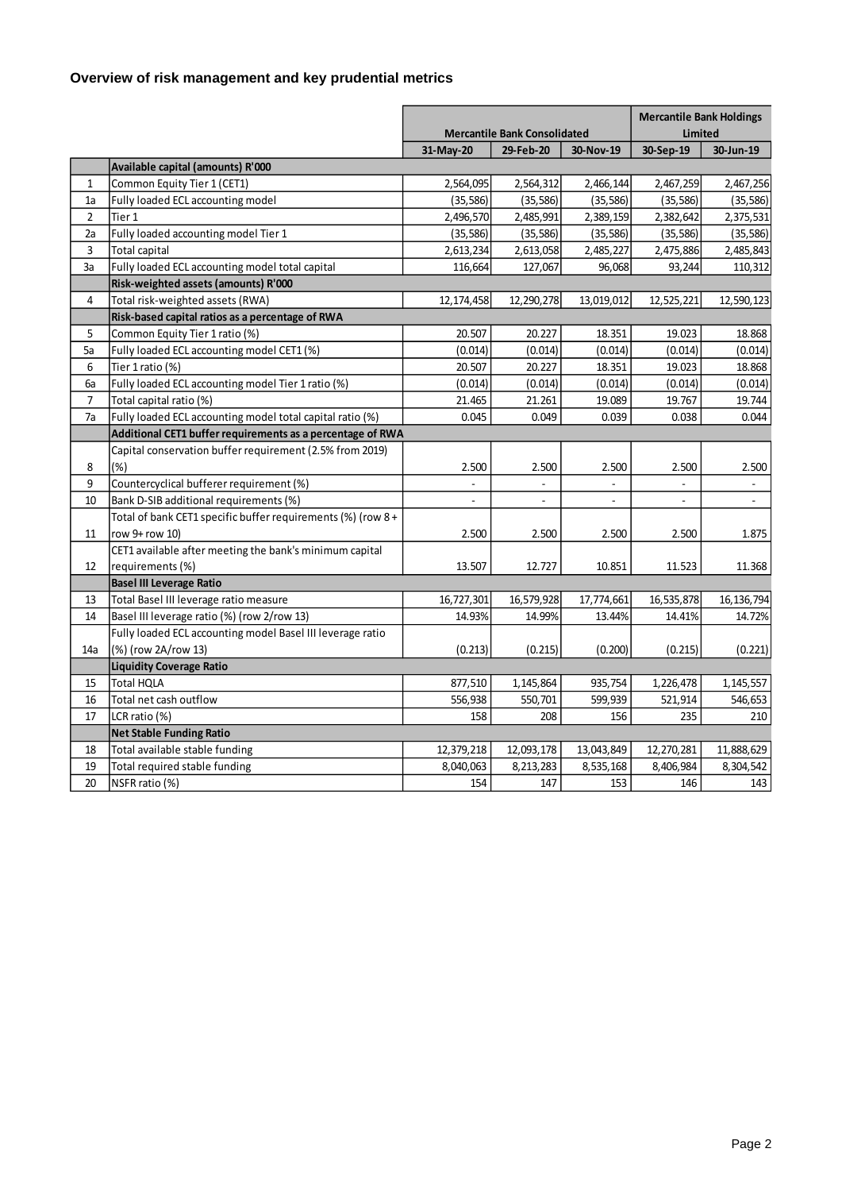## Overview of risk management and key prudential metrics

| | | Mercantile Bank Consolidated | | | Mercantile Bank Holdings Limited | |
|---|---|---|---|---|---|---|
| | | 31-May-20 | 29-Feb-20 | 30-Nov-19 | 30-Sep-19 | 30-Jun-19 |
| | **Available capital (amounts) R'000** | | | | | |
| 1 | Common Equity Tier 1 (CET1) | 2,564,095 | 2,564,312 | 2,466,144 | 2,467,259 | 2,467,256 |
| 1a | Fully loaded ECL accounting model | (35,586) | (35,586) | (35,586) | (35,586) | (35,586) |
| 2 | Tier 1 | 2,496,570 | 2,485,991 | 2,389,159 | 2,382,642 | 2,375,531 |
| 2a | Fully loaded accounting model Tier 1 | (35,586) | (35,586) | (35,586) | (35,586) | (35,586) |
| 3 | Total capital | 2,613,234 | 2,613,058 | 2,485,227 | 2,475,886 | 2,485,843 |
| 3a | Fully loaded ECL accounting model total capital | 116,664 | 127,067 | 96,068 | 93,244 | 110,312 |
| | **Risk-weighted assets (amounts) R'000** | | | | | |
| 4 | Total risk-weighted assets (RWA) | 12,174,458 | 12,290,278 | 13,019,012 | 12,525,221 | 12,590,123 |
| | **Risk-based capital ratios as a percentage of RWA** | | | | | |
| 5 | Common Equity Tier 1 ratio (%) | 20.507 | 20.227 | 18.351 | 19.023 | 18.868 |
| 5a | Fully loaded ECL accounting model CET1 (%) | (0.014) | (0.014) | (0.014) | (0.014) | (0.014) |
| 6 | Tier 1 ratio (%) | 20.507 | 20.227 | 18.351 | 19.023 | 18.868 |
| 6a | Fully loaded ECL accounting model Tier 1 ratio (%) | (0.014) | (0.014) | (0.014) | (0.014) | (0.014) |
| 7 | Total capital ratio (%) | 21.465 | 21.261 | 19.089 | 19.767 | 19.744 |
| 7a | Fully loaded ECL accounting model total capital ratio (%) | 0.045 | 0.049 | 0.039 | 0.038 | 0.044 |
| | **Additional CET1 buffer requirements as a percentage of RWA** | | | | | |
| 8 | Capital conservation buffer requirement (2.5% from 2019) (%) | 2.500 | 2.500 | 2.500 | 2.500 | 2.500 |
| 9 | Countercyclical bufferer requirement (%) | - | - | - | - | - |
| 10 | Bank D-SIB additional requirements (%) | - | - | - | - | - |
| 11 | Total of bank CET1 specific buffer requirements (%) (row 8 + row 9+ row 10) | 2.500 | 2.500 | 2.500 | 2.500 | 1.875 |
| 12 | CET1 available after meeting the bank's minimum capital requirements (%) | 13.507 | 12.727 | 10.851 | 11.523 | 11.368 |
| | **Basel III Leverage Ratio** | | | | | |
| 13 | Total Basel III leverage ratio measure | 16,727,301 | 16,579,928 | 17,774,661 | 16,535,878 | 16,136,794 |
| 14 | Basel III leverage ratio (%) (row 2/row 13) | 14.93% | 14.99% | 13.44% | 14.41% | 14.72% |
| 14a | Fully loaded ECL accounting model Basel III leverage ratio (%) (row 2A/row 13) | (0.213) | (0.215) | (0.200) | (0.215) | (0.221) |
| | **Liquidity Coverage Ratio** | | | | | |
| 15 | Total HQLA | 877,510 | 1,145,864 | 935,754 | 1,226,478 | 1,145,557 |
| 16 | Total net cash outflow | 556,938 | 550,701 | 599,939 | 521,914 | 546,653 |
| 17 | LCR ratio (%) | 158 | 208 | 156 | 235 | 210 |
| | **Net Stable Funding Ratio** | | | | | |
| 18 | Total available stable funding | 12,379,218 | 12,093,178 | 13,043,849 | 12,270,281 | 11,888,629 |
| 19 | Total required stable funding | 8,040,063 | 8,213,283 | 8,535,168 | 8,406,984 | 8,304,542 |
| 20 | NSFR ratio (%) | 154 | 147 | 153 | 146 | 143 |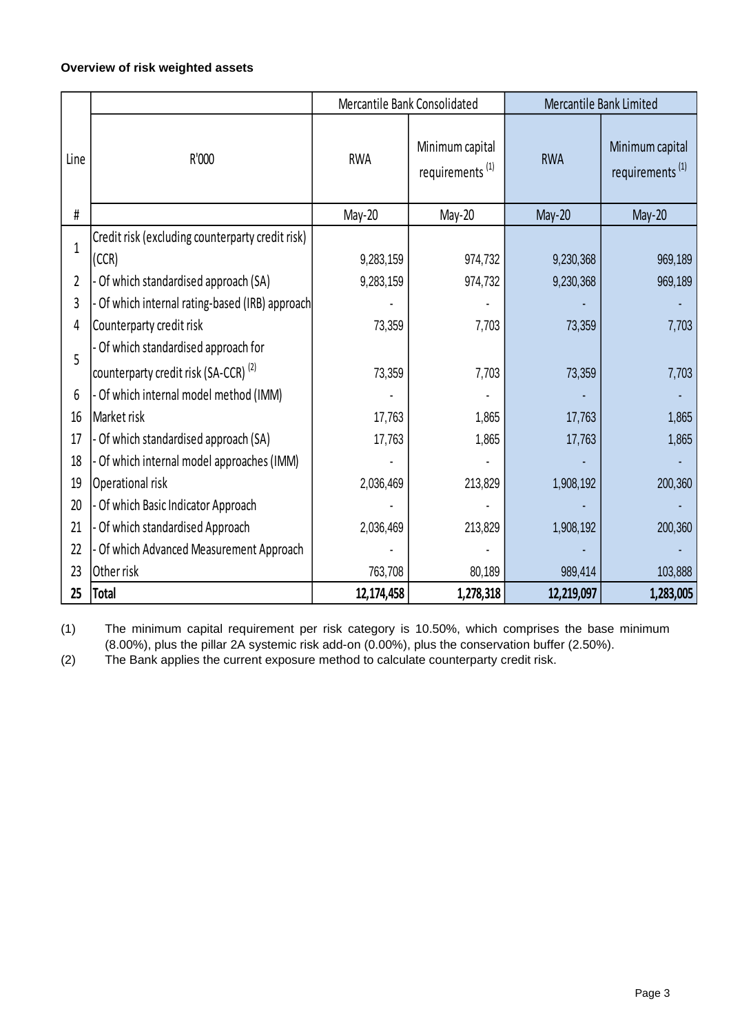**Overview of risk weighted assets**

| Line | R'000 | Mercantile Bank Consolidated | | Mercantile Bank Limited | |
|---|---|---|---|---|---|
| | | RWA | Minimum capital requirements [1] | RWA | Minimum capital requirements [1] |
| # | | May-20 | May-20 | May-20 | May-20 |
| 1 | Credit risk (excluding counterparty credit risk) (CCR) | 9,283,159 | 974,732 | 9,230,368 | 969,189 |
| 2 | - Of which standardised approach (SA) | 9,283,159 | 974,732 | 9,230,368 | 969,189 |
| 3 | - Of which internal rating-based (IRB) approach | - | - | - | - |
| 4 | Counterparty credit risk | 73,359 | 7,703 | 73,359 | 7,703 |
| 5 | - Of which standardised approach for counterparty credit risk (SA-CCR) [2] | 73,359 | 7,703 | 73,359 | 7,703 |
| 6 | - Of which internal model method (IMM) | - | - | - | - |
| 16 | Market risk | 17,763 | 1,865 | 17,763 | 1,865 |
| 17 | - Of which standardised approach (SA) | 17,763 | 1,865 | 17,763 | 1,865 |
| 18 | - Of which internal model approaches (IMM) | - | - | - | - |
| 19 | Operational risk | 2,036,469 | 213,829 | 1,908,192 | 200,360 |
| 20 | - Of which Basic Indicator Approach | - | - | - | - |
| 21 | - Of which standardised Approach | 2,036,469 | 213,829 | 1,908,192 | 200,360 |
| 22 | - Of which Advanced Measurement Approach | - | - | - | - |
| 23 | Other risk | 763,708 | 80,189 | 989,414 | 103,888 |
| **25** | **Total** | **12,174,458** | **1,278,318** | **12,219,097** | **1,283,005** |

(1) The minimum capital requirement per risk category is 10.50%, which comprises the base minimum (8.00%), plus the pillar 2A systemic risk add-on (0.00%), plus the conservation buffer (2.50%).

(2) The Bank applies the current exposure method to calculate counterparty credit risk.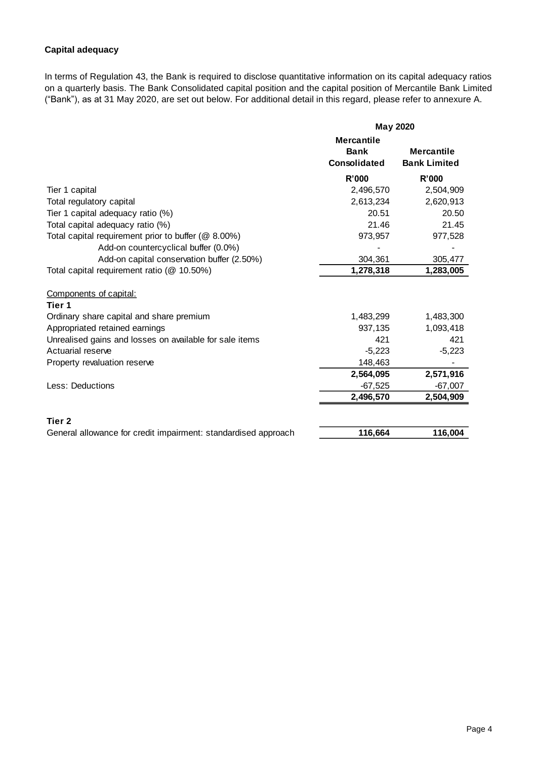**Capital adequacy**

In terms of Regulation 43, the Bank is required to disclose quantitative information on its capital adequacy ratios on a quarterly basis. The Bank Consolidated capital position and the capital position of Mercantile Bank Limited ("Bank"), as at 31 May 2020, are set out below. For additional detail in this regard, please refer to annexure A.

| | May 2020 | |
|---|---|---|
| | **Mercantile Bank Consolidated** | **Mercantile Bank Limited** |
| | **R'000** | **R'000** |
| Tier 1 capital | 2,496,570 | 2,504,909 |
| Total regulatory capital | 2,613,234 | 2,620,913 |
| Tier 1 capital adequacy ratio (%) | 20.51 | 20.50 |
| Total capital adequacy ratio (%) | 21.46 | 21.45 |
| Total capital requirement prior to buffer (@ 8.00%) | 973,957 | 977,528 |
| Add-on countercyclical buffer (0.0%) | - | - |
| Add-on capital conservation buffer (2.50%) | 304,361 | 305,477 |
| Total capital requirement ratio (@ 10.50%) | **1,278,318** | **1,283,005** |
| | | |
| Components of capital: | | |
| **Tier 1** | | |
| Ordinary share capital and share premium | 1,483,299 | 1,483,300 |
| Appropriated retained earnings | 937,135 | 1,093,418 |
| Unrealised gains and losses on available for sale items | 421 | 421 |
| Actuarial reserve | -5,223 | -5,223 |
| Property revaluation reserve | 148,463 | - |
| | **2,564,095** | **2,571,916** |
| Less: Deductions | -67,525 | -67,007 |
| | **2,496,570** | **2,504,909** |
| | | |
| **Tier 2** | | |
| General allowance for credit impairment: standardised approach | **116,664** | **116,004** |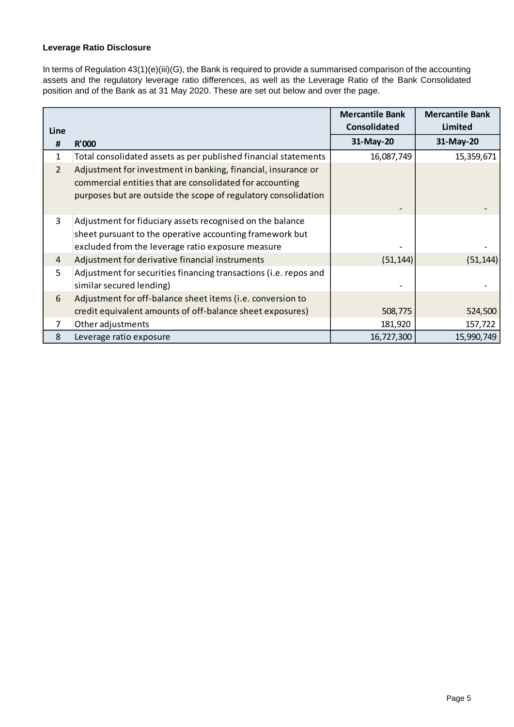**Leverage Ratio Disclosure**

In terms of Regulation 43(1)(e)(iii)(G), the Bank is required to provide a summarised comparison of the accounting assets and the regulatory leverage ratio differences, as well as the Leverage Ratio of the Bank Consolidated position and of the Bank as at 31 May 2020. These are set out below and over the page.

| Line # | R'000 | Mercantile Bank Consolidated 31-May-20 | Mercantile Bank Limited 31-May-20 |
|---|---|---|---|
| 1 | Total consolidated assets as per published financial statements | 16,087,749 | 15,359,671 |
| 2 | Adjustment for investment in banking, financial, insurance or commercial entities that are consolidated for accounting purposes but are outside the scope of regulatory consolidation | - | - |
| 3 | Adjustment for fiduciary assets recognised on the balance sheet pursuant to the operative accounting framework but excluded from the leverage ratio exposure measure | - | - |
| 4 | Adjustment for derivative financial instruments | (51,144) | (51,144) |
| 5 | Adjustment for securities financing transactions (i.e. repos and similar secured lending) | - | - |
| 6 | Adjustment for off-balance sheet items (i.e. conversion to credit equivalent amounts of off-balance sheet exposures) | 508,775 | 524,500 |
| 7 | Other adjustments | 181,920 | 157,722 |
| 8 | Leverage ratio exposure | 16,727,300 | 15,990,749 |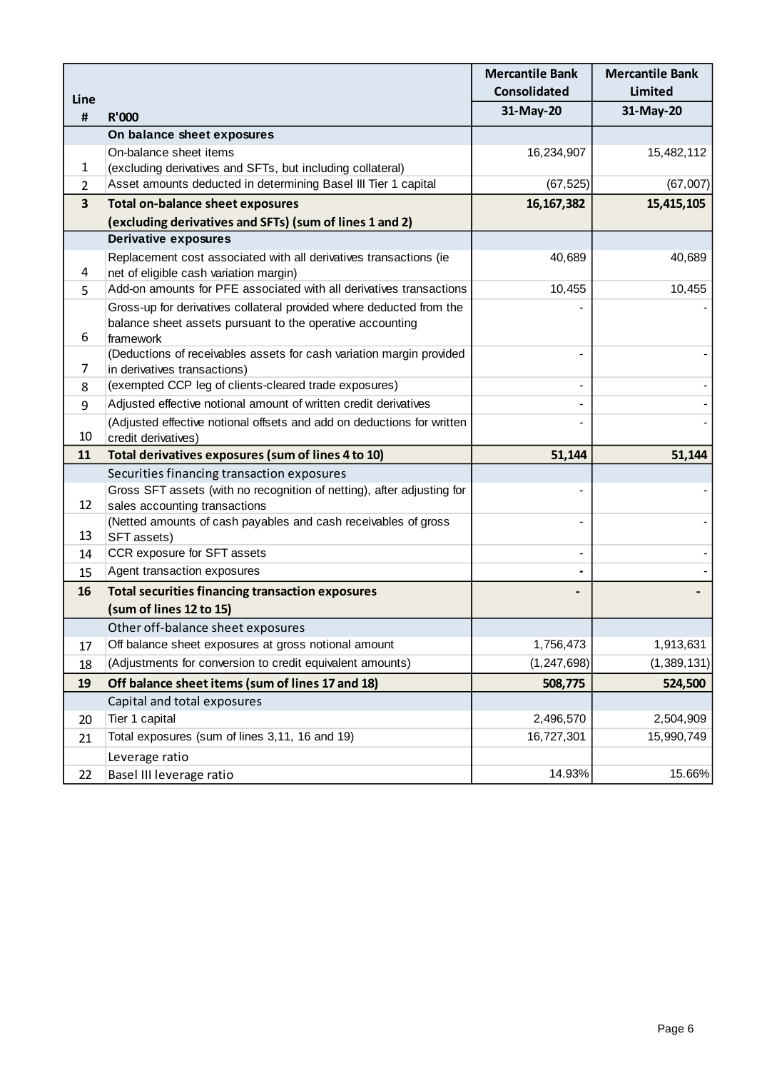| Line # | R'000 | Mercantile Bank Consolidated<br>31-May-20 | Mercantile Bank Limited<br>31-May-20 |
|---|---|---|---|
| | **On balance sheet exposures** | | |
| 1 | On-balance sheet items (excluding derivatives and SFTs, but including collateral) | 16,234,907 | 15,482,112 |
| 2 | Asset amounts deducted in determining Basel III Tier 1 capital | (67,525) | (67,007) |
| **3** | **Total on-balance sheet exposures (excluding derivatives and SFTs) (sum of lines 1 and 2)** | **16,167,382** | **15,415,105** |
| | **Derivative exposures** | | |
| 4 | Replacement cost associated with all derivatives transactions (ie net of eligible cash variation margin) | 40,689 | 40,689 |
| 5 | Add-on amounts for PFE associated with all derivatives transactions | 10,455 | 10,455 |
| 6 | Gross-up for derivatives collateral provided where deducted from the balance sheet assets pursuant to the operative accounting framework | - | - |
| 7 | (Deductions of receivables assets for cash variation margin provided in derivatives transactions) | - | - |
| 8 | (exempted CCP leg of clients-cleared trade exposures) | - | - |
| 9 | Adjusted effective notional amount of written credit derivatives | - | - |
| 10 | (Adjusted effective notional offsets and add on deductions for written credit derivatives) | - | - |
| **11** | **Total derivatives exposures (sum of lines 4 to 10)** | **51,144** | **51,144** |
| | Securities financing transaction exposures | | |
| 12 | Gross SFT assets (with no recognition of netting), after adjusting for sales accounting transactions | - | - |
| 13 | (Netted amounts of cash payables and cash receivables of gross SFT assets) | - | - |
| 14 | CCR exposure for SFT assets | - | - |
| 15 | Agent transaction exposures | - | - |
| **16** | **Total securities financing transaction exposures (sum of lines 12 to 15)** | **-** | **-** |
| | Other off-balance sheet exposures | | |
| 17 | Off balance sheet exposures at gross notional amount | 1,756,473 | 1,913,631 |
| 18 | (Adjustments for conversion to credit equivalent amounts) | (1,247,698) | (1,389,131) |
| **19** | **Off balance sheet items (sum of lines 17 and 18)** | **508,775** | **524,500** |
| | Capital and total exposures | | |
| 20 | Tier 1 capital | 2,496,570 | 2,504,909 |
| 21 | Total exposures (sum of lines 3,11, 16 and 19) | 16,727,301 | 15,990,749 |
| | Leverage ratio | | |
| 22 | Basel III leverage ratio | 14.93% | 15.66% |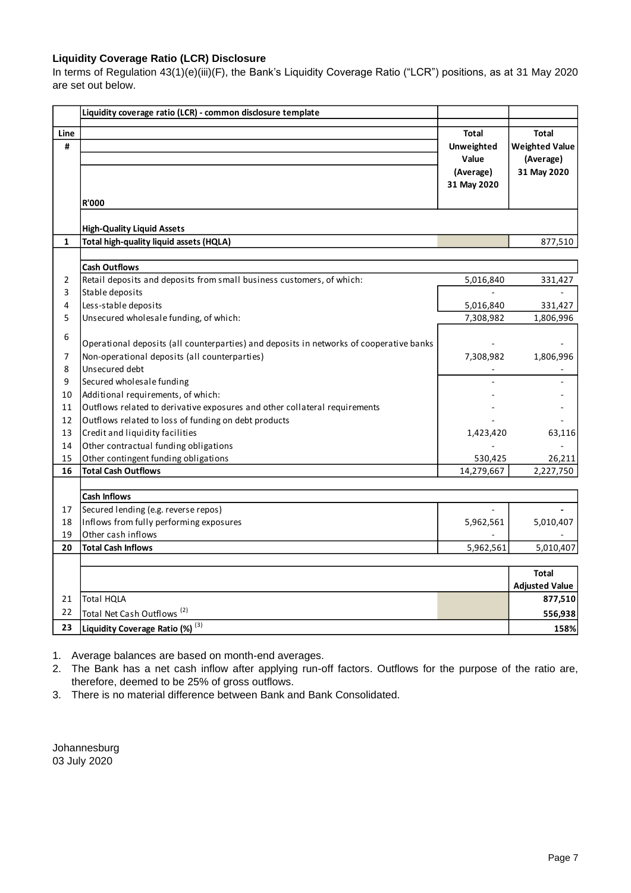**Liquidity Coverage Ratio (LCR) Disclosure**

In terms of Regulation 43(1)(e)(iii)(F), the Bank's Liquidity Coverage Ratio ("LCR") positions, as at 31 May 2020 are set out below.

| Line # | Liquidity coverage ratio (LCR) - common disclosure template | Total Unweighted Value (Average) 31 May 2020 | Total Weighted Value (Average) 31 May 2020 |
|---|---|---|---|
| | **R'000** | | |
| | **High-Quality Liquid Assets** | | |
| **1** | **Total high-quality liquid assets (HQLA)** | | 877,510 |
| | **Cash Outflows** | | |
| 2 | Retail deposits and deposits from small business customers, of which: | 5,016,840 | 331,427 |
| 3 | Stable deposits | - | - |
| 4 | Less-stable deposits | 5,016,840 | 331,427 |
| 5 | Unsecured wholesale funding, of which: | 7,308,982 | 1,806,996 |
| 6 | Operational deposits (all counterparties) and deposits in networks of cooperative banks | - | - |
| 7 | Non-operational deposits (all counterparties) | 7,308,982 | 1,806,996 |
| 8 | Unsecured debt | - | - |
| 9 | Secured wholesale funding | - | - |
| 10 | Additional requirements, of which: | - | - |
| 11 | Outflows related to derivative exposures and other collateral requirements | - | - |
| 12 | Outflows related to loss of funding on debt products | - | - |
| 13 | Credit and liquidity facilities | 1,423,420 | 63,116 |
| 14 | Other contractual funding obligations | - | - |
| 15 | Other contingent funding obligations | 530,425 | 26,211 |
| **16** | **Total Cash Outflows** | 14,279,667 | 2,227,750 |
| | **Cash Inflows** | | |
| 17 | Secured lending (e.g. reverse repos) | - | - |
| 18 | Inflows from fully performing exposures | 5,962,561 | 5,010,407 |
| 19 | Other cash inflows | - | - |
| **20** | **Total Cash Inflows** | 5,962,561 | 5,010,407 |
| | | | **Total Adjusted Value** |
| 21 | Total HQLA | | **877,510** |
| 22 | Total Net Cash Outflows [(2)] | | **556,938** |
| **23** | **Liquidity Coverage Ratio (%)** [(3)] | | **158%** |

1. Average balances are based on month-end averages.
2. The Bank has a net cash inflow after applying run-off factors. Outflows for the purpose of the ratio are, therefore, deemed to be 25% of gross outflows.
3. There is no material difference between Bank and Bank Consolidated.

Johannesburg
03 July 2020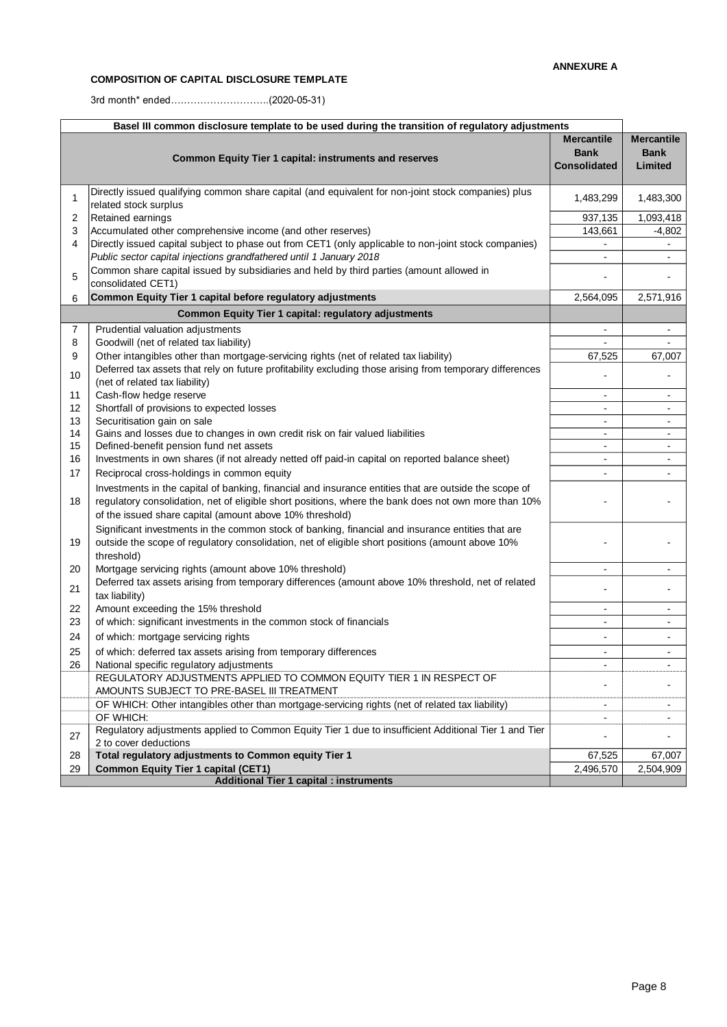**ANNEXURE A**

**COMPOSITION OF CAPITAL DISCLOSURE TEMPLATE**

3rd month* ended………………………..(2020-05-31)

| | **Basel III common disclosure template to be used during the transition of regulatory adjustments** | | |
|---|---|---|---|
| | **Common Equity Tier 1 capital: instruments and reserves** | **Mercantile Bank Consolidated** | **Mercantile Bank Limited** |
| 1 | Directly issued qualifying common share capital (and equivalent for non-joint stock companies) plus related stock surplus | 1,483,299 | 1,483,300 |
| 2 | Retained earnings | 937,135 | 1,093,418 |
| 3 | Accumulated other comprehensive income (and other reserves) | 143,661 | -4,802 |
| 4 | Directly issued capital subject to phase out from CET1 (only applicable to non-joint stock companies) | - | - |
| | *Public sector capital injections grandfathered until 1 January 2018* | - | - |
| 5 | Common share capital issued by subsidiaries and held by third parties (amount allowed in consolidated CET1) | - | - |
| 6 | **Common Equity Tier 1 capital before regulatory adjustments** | 2,564,095 | 2,571,916 |
| | **Common Equity Tier 1 capital: regulatory adjustments** | | |
| 7 | Prudential valuation adjustments | - | - |
| 8 | Goodwill (net of related tax liability) | - | - |
| 9 | Other intangibles other than mortgage-servicing rights (net of related tax liability) | 67,525 | 67,007 |
| 10 | Deferred tax assets that rely on future profitability excluding those arising from temporary differences (net of related tax liability) | - | - |
| 11 | Cash-flow hedge reserve | - | - |
| 12 | Shortfall of provisions to expected losses | - | - |
| 13 | Securitisation gain on sale | - | - |
| 14 | Gains and losses due to changes in own credit risk on fair valued liabilities | - | - |
| 15 | Defined-benefit pension fund net assets | - | - |
| 16 | Investments in own shares (if not already netted off paid-in capital on reported balance sheet) | - | - |
| 17 | Reciprocal cross-holdings in common equity | - | - |
| 18 | Investments in the capital of banking, financial and insurance entities that are outside the scope of regulatory consolidation, net of eligible short positions, where the bank does not own more than 10% of the issued share capital (amount above 10% threshold) | - | - |
| 19 | Significant investments in the common stock of banking, financial and insurance entities that are outside the scope of regulatory consolidation, net of eligible short positions (amount above 10% threshold) | - | - |
| 20 | Mortgage servicing rights (amount above 10% threshold) | - | - |
| 21 | Deferred tax assets arising from temporary differences (amount above 10% threshold, net of related tax liability) | - | - |
| 22 | Amount exceeding the 15% threshold | - | - |
| 23 | of which: significant investments in the common stock of financials | - | - |
| 24 | of which: mortgage servicing rights | - | - |
| 25 | of which: deferred tax assets arising from temporary differences | - | - |
| 26 | National specific regulatory adjustments | - | - |
| | REGULATORY ADJUSTMENTS APPLIED TO COMMON EQUITY TIER 1 IN RESPECT OF AMOUNTS SUBJECT TO PRE-BASEL III TREATMENT | - | - |
| | OF WHICH: Other intangibles other than mortgage-servicing rights (net of related tax liability) | - | - |
| | OF WHICH: | - | - |
| 27 | Regulatory adjustments applied to Common Equity Tier 1 due to insufficient Additional Tier 1 and Tier 2 to cover deductions | - | - |
| 28 | **Total regulatory adjustments to Common equity Tier 1** | 67,525 | 67,007 |
| 29 | **Common Equity Tier 1 capital (CET1)** | 2,496,570 | 2,504,909 |
| | **Additional Tier 1 capital : instruments** | | |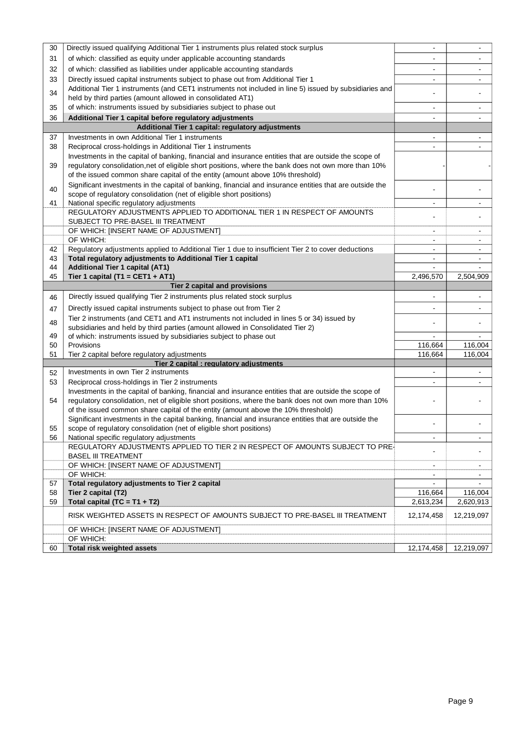| | | | |
|---|---|---|---|
| 30 | Directly issued qualifying Additional Tier 1 instruments plus related stock surplus | - | - |
| 31 | of which: classified as equity under applicable accounting standards | - | - |
| 32 | of which: classified as liabilities under applicable accounting standards | - | - |
| 33 | Directly issued capital instruments subject to phase out from Additional Tier 1 | - | - |
| 34 | Additional Tier 1 instruments (and CET1 instruments not included in line 5) issued by subsidiaries and held by third parties (amount allowed in consolidated AT1) | - | - |
| 35 | of which: instruments issued by subsidiaries subject to phase out | - | - |
| 36 | **Additional Tier 1 capital before regulatory adjustments** | - | - |
| | **Additional Tier 1 capital: regulatory adjustments** | | |
| 37 | Investments in own Additional Tier 1 instruments | - | - |
| 38 | Reciprocal cross-holdings in Additional Tier 1 instruments | - | - |
| 39 | Investments in the capital of banking, financial and insurance entities that are outside the scope of regulatory consolidation,net of eligible short positions, where the bank does not own more than 10% of the issued common share capital of the entity (amount above 10% threshold) | - | - |
| 40 | Significant investments in the capital of banking, financial and insurance entities that are outside the scope of regulatory consolidation (net of eligible short positions) | - | - |
| 41 | National specific regulatory adjustments | - | - |
| | REGULATORY ADJUSTMENTS APPLIED TO ADDITIONAL TIER 1 IN RESPECT OF AMOUNTS SUBJECT TO PRE-BASEL III TREATMENT | - | - |
| | OF WHICH: [INSERT NAME OF ADJUSTMENT] | - | - |
| | OF WHICH: | - | - |
| 42 | Regulatory adjustments applied to Additional Tier 1 due to insufficient Tier 2 to cover deductions | - | - |
| 43 | **Total regulatory adjustments to Additional Tier 1 capital** | - | - |
| 44 | **Additional Tier 1 capital (AT1)** | - | - |
| 45 | **Tier 1 capital (T1 = CET1 + AT1)** | 2,496,570 | 2,504,909 |
| | **Tier 2 capital and provisions** | | |
| 46 | Directly issued qualifying Tier 2 instruments plus related stock surplus | - | - |
| 47 | Directly issued capital instruments subject to phase out from Tier 2 | - | - |
| 48 | Tier 2 instruments (and CET1 and AT1 instruments not included in lines 5 or 34) issued by subsidiaries and held by third parties (amount allowed in Consolidated Tier 2) | - | - |
| 49 | of which: instruments issued by subsidiaries subject to phase out | - | - |
| 50 | Provisions | 116,664 | 116,004 |
| 51 | Tier 2 capital before regulatory adjustments | 116,664 | 116,004 |
| | **Tier 2 capital : regulatory adjustments** | | |
| 52 | Investments in own Tier 2 instruments | - | - |
| 53 | Reciprocal cross-holdings in Tier 2 instruments | - | - |
| 54 | Investments in the capital of banking, financial and insurance entities that are outside the scope of regulatory consolidation, net of eligible short positions, where the bank does not own more than 10% of the issued common share capital of the entity (amount above the 10% threshold) | - | - |
| 55 | Significant investments in the capital banking, financial and insurance entities that are outside the scope of regulatory consolidation (net of eligible short positions) | - | - |
| 56 | National specific regulatory adjustments | - | - |
| | REGULATORY ADJUSTMENTS APPLIED TO TIER 2 IN RESPECT OF AMOUNTS SUBJECT TO PRE-BASEL III TREATMENT | - | - |
| | OF WHICH: [INSERT NAME OF ADJUSTMENT] | - | - |
| | OF WHICH: | - | - |
| 57 | **Total regulatory adjustments to Tier 2 capital** | - | - |
| 58 | **Tier 2 capital (T2)** | 116,664 | 116,004 |
| 59 | **Total capital (TC = T1 + T2)** | 2,613,234 | 2,620,913 |
| | RISK WEIGHTED ASSETS IN RESPECT OF AMOUNTS SUBJECT TO PRE-BASEL III TREATMENT | 12,174,458 | 12,219,097 |
| | OF WHICH: [INSERT NAME OF ADJUSTMENT] | | |
| | OF WHICH: | | |
| 60 | **Total risk weighted assets** | 12,174,458 | 12,219,097 |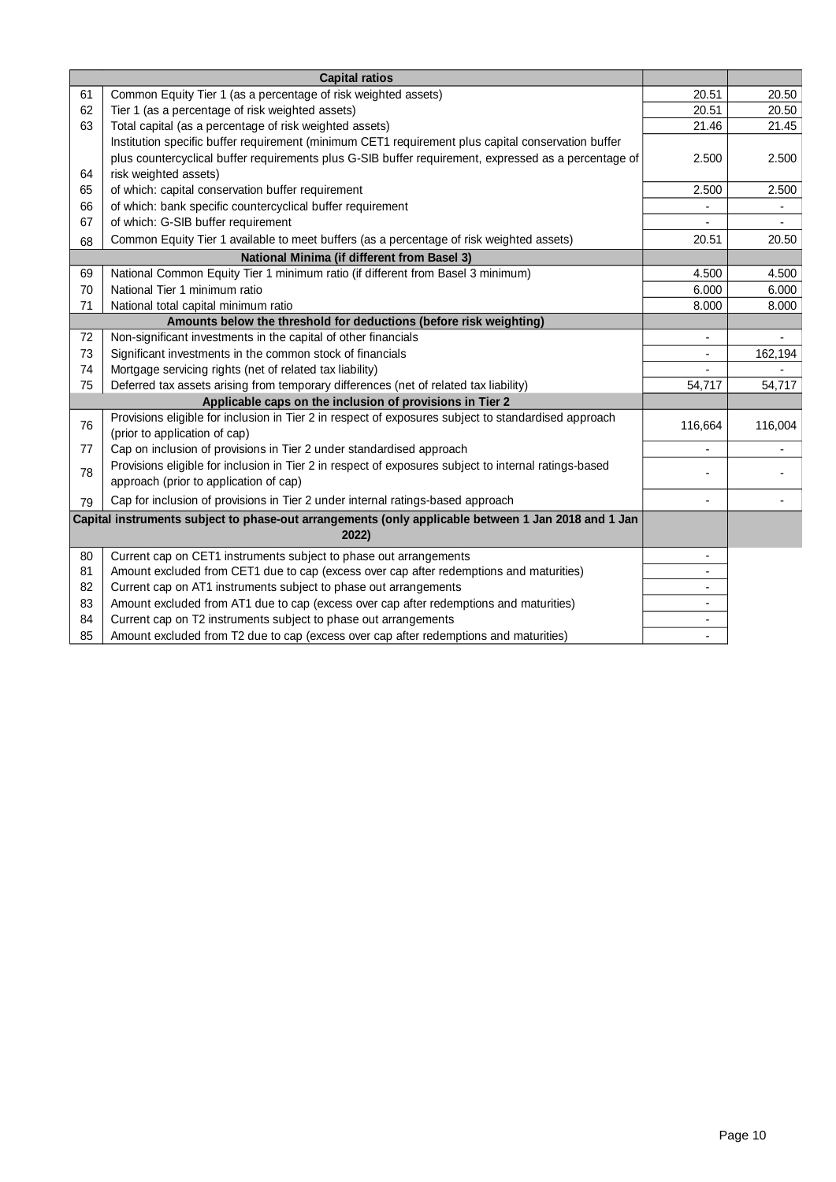| | | | |
|---|---|---|---|
| | **Capital ratios** | | |
| 61 | Common Equity Tier 1 (as a percentage of risk weighted assets) | 20.51 | 20.50 |
| 62 | Tier 1 (as a percentage of risk weighted assets) | 20.51 | 20.50 |
| 63 | Total capital (as a percentage of risk weighted assets) | 21.46 | 21.45 |
| 64 | Institution specific buffer requirement (minimum CET1 requirement plus capital conservation buffer plus countercyclical buffer requirements plus G-SIB buffer requirement, expressed as a percentage of risk weighted assets) | 2.500 | 2.500 |
| 65 | of which: capital conservation buffer requirement | 2.500 | 2.500 |
| 66 | of which: bank specific countercyclical buffer requirement | - | - |
| 67 | of which: G-SIB buffer requirement | - | - |
| 68 | Common Equity Tier 1 available to meet buffers (as a percentage of risk weighted assets) | 20.51 | 20.50 |
| | **National Minima (if different from Basel 3)** | | |
| 69 | National Common Equity Tier 1 minimum ratio (if different from Basel 3 minimum) | 4.500 | 4.500 |
| 70 | National Tier 1 minimum ratio | 6.000 | 6.000 |
| 71 | National total capital minimum ratio | 8.000 | 8.000 |
| | **Amounts below the threshold for deductions (before risk weighting)** | | |
| 72 | Non-significant investments in the capital of other financials | - | - |
| 73 | Significant investments in the common stock of financials | - | 162,194 |
| 74 | Mortgage servicing rights (net of related tax liability) | - | - |
| 75 | Deferred tax assets arising from temporary differences (net of related tax liability) | 54,717 | 54,717 |
| | **Applicable caps on the inclusion of provisions in Tier 2** | | |
| 76 | Provisions eligible for inclusion in Tier 2 in respect of exposures subject to standardised approach (prior to application of cap) | 116,664 | 116,004 |
| 77 | Cap on inclusion of provisions in Tier 2 under standardised approach | - | - |
| 78 | Provisions eligible for inclusion in Tier 2 in respect of exposures subject to internal ratings-based approach (prior to application of cap) | - | - |
| 79 | Cap for inclusion of provisions in Tier 2 under internal ratings-based approach | - | - |
| | **Capital instruments subject to phase-out arrangements (only applicable between 1 Jan 2018 and 1 Jan 2022)** | | |
| 80 | Current cap on CET1 instruments subject to phase out arrangements | - | |
| 81 | Amount excluded from CET1 due to cap (excess over cap after redemptions and maturities) | - | |
| 82 | Current cap on AT1 instruments subject to phase out arrangements | - | |
| 83 | Amount excluded from AT1 due to cap (excess over cap after redemptions and maturities) | - | |
| 84 | Current cap on T2 instruments subject to phase out arrangements | - | |
| 85 | Amount excluded from T2 due to cap (excess over cap after redemptions and maturities) | - | |